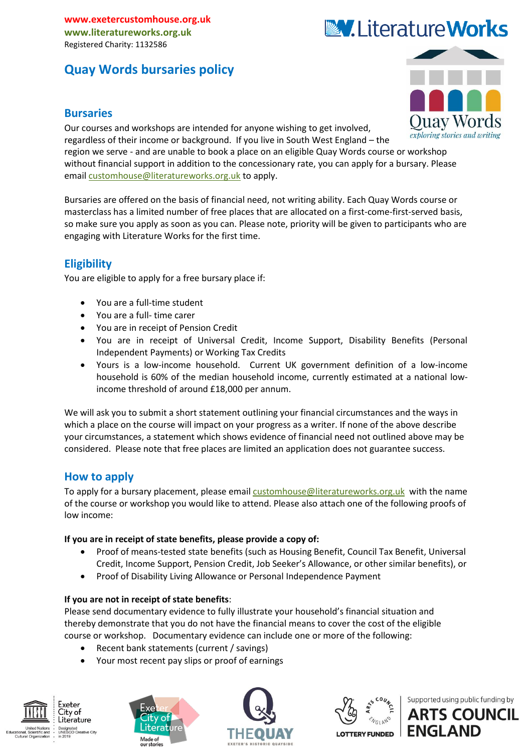www.exetercustomhouse.org.uk
www.literatureworks.org.uk
Registered Charity: 1132586

# Quay Words bursaries policy

## Bursaries

Our courses and workshops are intended for anyone wishing to get involved, regardless of their income or background. If you live in South West England – the region we serve - and are unable to book a place on an eligible Quay Words course or workshop without financial support in addition to the concessionary rate, you can apply for a bursary. Please email customhouse@literatureworks.org.uk to apply.

Bursaries are offered on the basis of financial need, not writing ability. Each Quay Words course or masterclass has a limited number of free places that are allocated on a first-come-first-served basis, so make sure you apply as soon as you can. Please note, priority will be given to participants who are engaging with Literature Works for the first time.

## Eligibility

You are eligible to apply for a free bursary place if:

- You are a full-time student
- You are a full- time carer
- You are in receipt of Pension Credit
- You are in receipt of Universal Credit, Income Support, Disability Benefits (Personal Independent Payments) or Working Tax Credits
- Yours is a low-income household. Current UK government definition of a low-income household is 60% of the median household income, currently estimated at a national low-income threshold of around £18,000 per annum.

We will ask you to submit a short statement outlining your financial circumstances and the ways in which a place on the course will impact on your progress as a writer. If none of the above describe your circumstances, a statement which shows evidence of financial need not outlined above may be considered. Please note that free places are limited an application does not guarantee success.

## How to apply

To apply for a bursary placement, please email customhouse@literatureworks.org.uk with the name of the course or workshop you would like to attend. Please also attach one of the following proofs of low income:

**If you are in receipt of state benefits, please provide a copy of:**

- Proof of means-tested state benefits (such as Housing Benefit, Council Tax Benefit, Universal Credit, Income Support, Pension Credit, Job Seeker's Allowance, or other similar benefits), or
- Proof of Disability Living Allowance or Personal Independence Payment

**If you are not in receipt of state benefits**:

Please send documentary evidence to fully illustrate your household's financial situation and thereby demonstrate that you do not have the financial means to cover the cost of the eligible course or workshop. Documentary evidence can include one or more of the following:

- Recent bank statements (current / savings)
- Your most recent pay slips or proof of earnings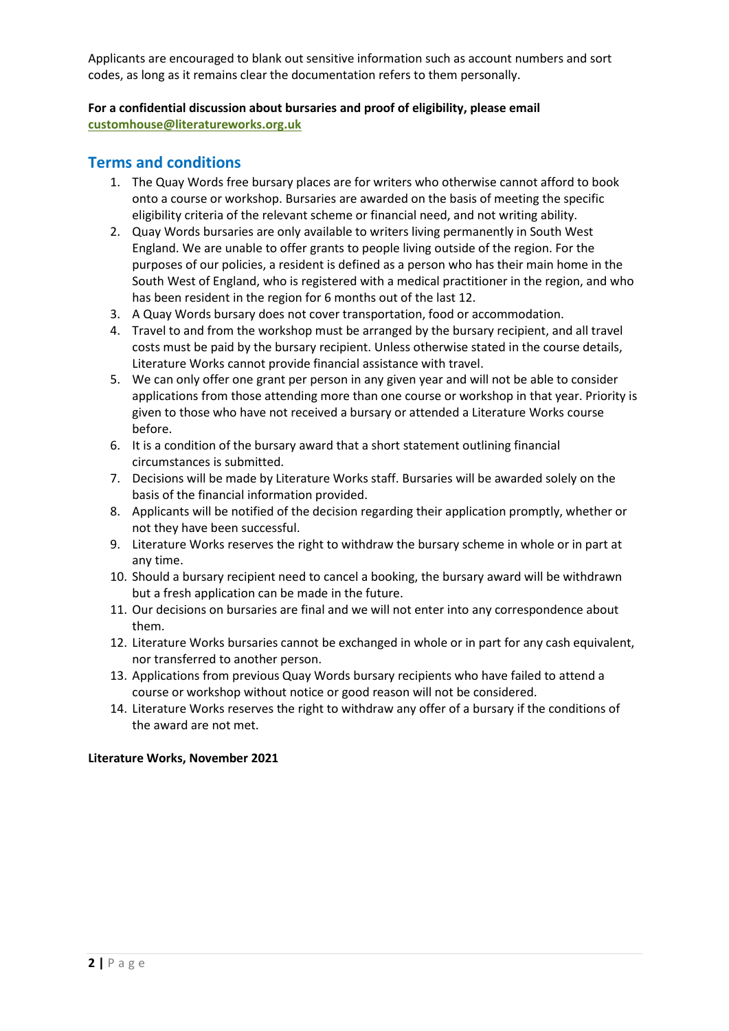Applicants are encouraged to blank out sensitive information such as account numbers and sort codes, as long as it remains clear the documentation refers to them personally.

**For a confidential discussion about bursaries and proof of eligibility, please email** **customhouse@literatureworks.org.uk**

## Terms and conditions

1. The Quay Words free bursary places are for writers who otherwise cannot afford to book onto a course or workshop. Bursaries are awarded on the basis of meeting the specific eligibility criteria of the relevant scheme or financial need, and not writing ability.
2. Quay Words bursaries are only available to writers living permanently in South West England. We are unable to offer grants to people living outside of the region. For the purposes of our policies, a resident is defined as a person who has their main home in the South West of England, who is registered with a medical practitioner in the region, and who has been resident in the region for 6 months out of the last 12.
3. A Quay Words bursary does not cover transportation, food or accommodation.
4. Travel to and from the workshop must be arranged by the bursary recipient, and all travel costs must be paid by the bursary recipient. Unless otherwise stated in the course details, Literature Works cannot provide financial assistance with travel.
5. We can only offer one grant per person in any given year and will not be able to consider applications from those attending more than one course or workshop in that year. Priority is given to those who have not received a bursary or attended a Literature Works course before.
6. It is a condition of the bursary award that a short statement outlining financial circumstances is submitted.
7. Decisions will be made by Literature Works staff. Bursaries will be awarded solely on the basis of the financial information provided.
8. Applicants will be notified of the decision regarding their application promptly, whether or not they have been successful.
9. Literature Works reserves the right to withdraw the bursary scheme in whole or in part at any time.
10. Should a bursary recipient need to cancel a booking, the bursary award will be withdrawn but a fresh application can be made in the future.
11. Our decisions on bursaries are final and we will not enter into any correspondence about them.
12. Literature Works bursaries cannot be exchanged in whole or in part for any cash equivalent, nor transferred to another person.
13. Applications from previous Quay Words bursary recipients who have failed to attend a course or workshop without notice or good reason will not be considered.
14. Literature Works reserves the right to withdraw any offer of a bursary if the conditions of the award are not met.

**Literature Works, November 2021**